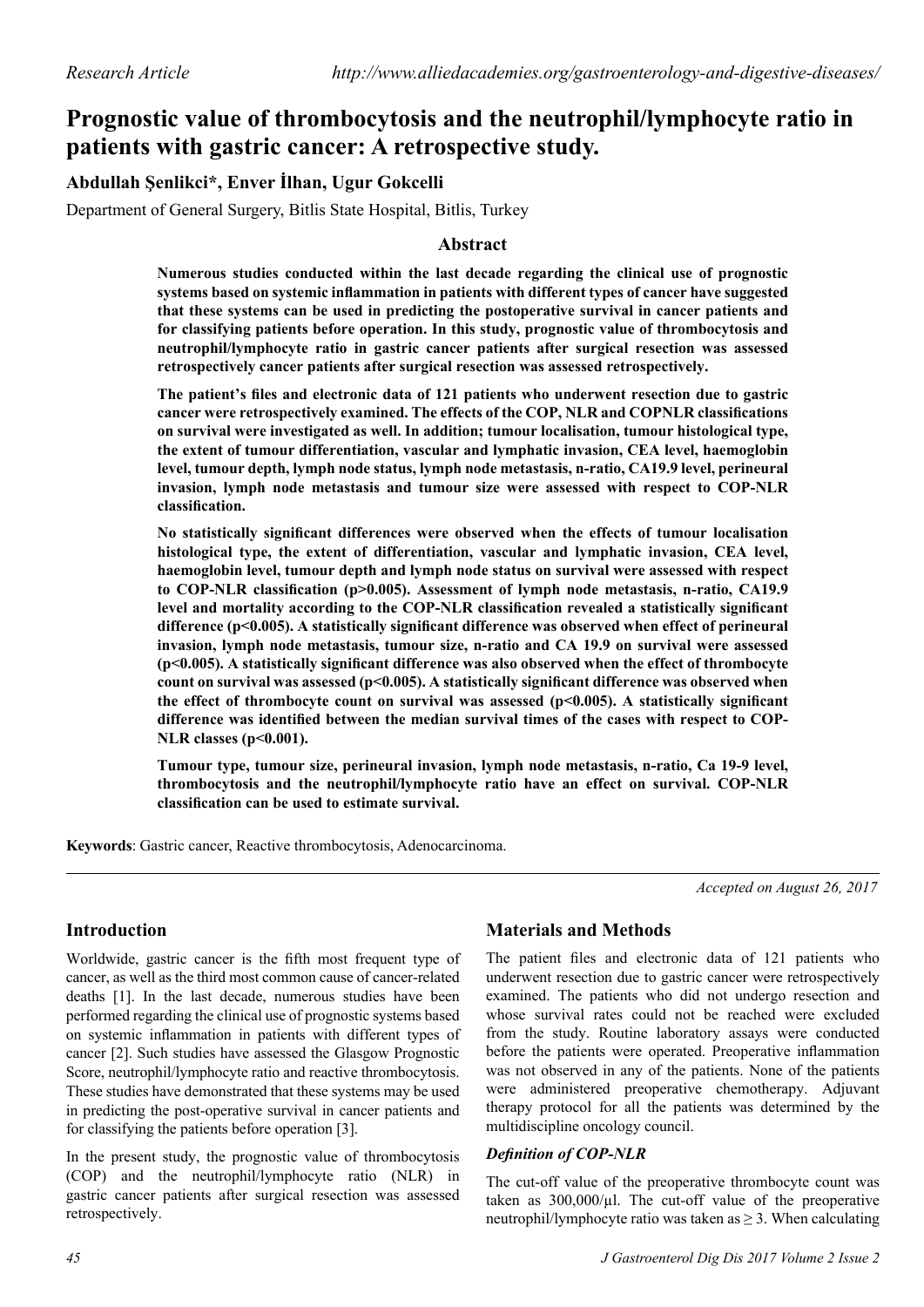Research Article

# Prognostic value of thrombocytosis and the neutrophil/lymphocyte ratio in patients with gastric cancer: A retrospective study.

**Abdullah Şenlikci*, Enver İlhan, Ugur Gokcelli**

Department of General Surgery, Bitlis State Hospital, Bitlis, Turkey

## Abstract

**Numerous studies conducted within the last decade regarding the clinical use of prognostic systems based on systemic inflammation in patients with different types of cancer have suggested that these systems can be used in predicting the postoperative survival in cancer patients and for classifying patients before operation. In this study, prognostic value of thrombocytosis and neutrophil/lymphocyte ratio in gastric cancer patients after surgical resection was assessed retrospectively cancer patients after surgical resection was assessed retrospectively.**

**The patient's files and electronic data of 121 patients who underwent resection due to gastric cancer were retrospectively examined. The effects of the COP, NLR and COPNLR classifications on survival were investigated as well. In addition; tumour localisation, tumour histological type, the extent of tumour differentiation, vascular and lymphatic invasion, CEA level, haemoglobin level, tumour depth, lymph node status, lymph node metastasis, n-ratio, CA19.9 level, perineural invasion, lymph node metastasis and tumour size were assessed with respect to COP-NLR classification.**

**No statistically significant differences were observed when the effects of tumour localisation histological type, the extent of differentiation, vascular and lymphatic invasion, CEA level, haemoglobin level, tumour depth and lymph node status on survival were assessed with respect to COP-NLR classification (p>0.005). Assessment of lymph node metastasis, n-ratio, CA19.9 level and mortality according to the COP-NLR classification revealed a statistically significant difference (p<0.005). A statistically significant difference was observed when effect of perineural invasion, lymph node metastasis, tumour size, n-ratio and CA 19.9 on survival were assessed (p<0.005). A statistically significant difference was also observed when the effect of thrombocyte count on survival was assessed (p<0.005). A statistically significant difference was observed when the effect of thrombocyte count on survival was assessed (p<0.005). A statistically significant difference was identified between the median survival times of the cases with respect to COP-NLR classes (p<0.001).**

**Tumour type, tumour size, perineural invasion, lymph node metastasis, n-ratio, Ca 19-9 level, thrombocytosis and the neutrophil/lymphocyte ratio have an effect on survival. COP-NLR classification can be used to estimate survival.**

**Keywords**: Gastric cancer, Reactive thrombocytosis, Adenocarcinoma.

*Accepted on August 26, 2017*

## Introduction

Worldwide, gastric cancer is the fifth most frequent type of cancer, as well as the third most common cause of cancer-related deaths [1]. In the last decade, numerous studies have been performed regarding the clinical use of prognostic systems based on systemic inflammation in patients with different types of cancer [2]. Such studies have assessed the Glasgow Prognostic Score, neutrophil/lymphocyte ratio and reactive thrombocytosis. These studies have demonstrated that these systems may be used in predicting the post-operative survival in cancer patients and for classifying the patients before operation [3].

In the present study, the prognostic value of thrombocytosis (COP) and the neutrophil/lymphocyte ratio (NLR) in gastric cancer patients after surgical resection was assessed retrospectively.

## Materials and Methods

The patient files and electronic data of 121 patients who underwent resection due to gastric cancer were retrospectively examined. The patients who did not undergo resection and whose survival rates could not be reached were excluded from the study. Routine laboratory assays were conducted before the patients were operated. Preoperative inflammation was not observed in any of the patients. None of the patients were administered preoperative chemotherapy. Adjuvant therapy protocol for all the patients was determined by the multidiscipline oncology council.

### *Definition of COP-NLR*

The cut-off value of the preoperative thrombocyte count was taken as 300,000/μl. The cut-off value of the preoperative neutrophil/lymphocyte ratio was taken as $\geq 3$. When calculating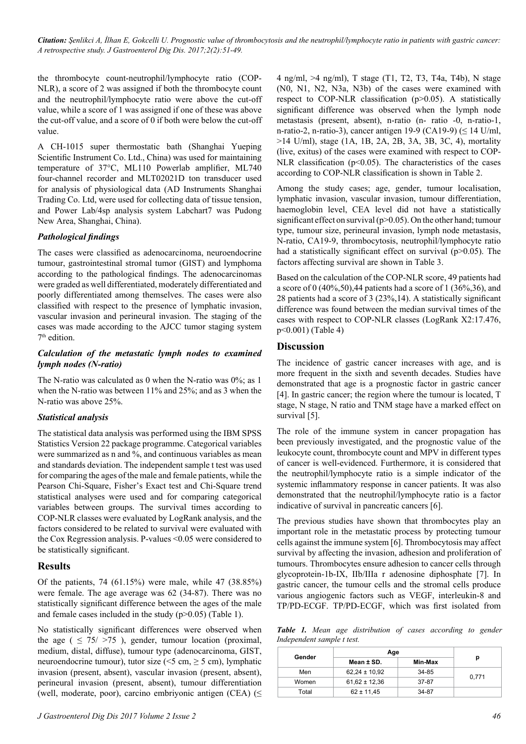the thrombocyte count-neutrophil/lymphocyte ratio (COP-NLR), a score of 2 was assigned if both the thrombocyte count and the neutrophil/lymphocyte ratio were above the cut-off value, while a score of 1 was assigned if one of these was above the cut-off value, and a score of 0 if both were below the cut-off value.

A CH-1015 super thermostatic bath (Shanghai Yueping Scientific Instrument Co. Ltd., China) was used for maintaining temperature of 37°C, ML110 Powerlab amplifier, ML740 four-channel recorder and MLT02021D ton transducer used for analysis of physiological data (AD Instruments Shanghai Trading Co. Ltd, was used for collecting data of tissue tension, and Power Lab/4sp analysis system Labchart7 was Pudong New Area, Shanghai, China).

### *Pathological findings*

The cases were classified as adenocarcinoma, neuroendocrine tumour, gastrointestinal stromal tumor (GIST) and lymphoma according to the pathological findings. The adenocarcinomas were graded as well differentiated, moderately differentiated and poorly differentiated among themselves. The cases were also classified with respect to the presence of lymphatic invasion, vascular invasion and perineural invasion. The staging of the cases was made according to the AJCC tumor staging system 7th edition.

### *Calculation of the metastatic lymph nodes to examined lymph nodes (N-ratio)*

The N-ratio was calculated as 0 when the N-ratio was 0%; as 1 when the N-ratio was between 11% and 25%; and as 3 when the N-ratio was above 25%.

### *Statistical analysis*

The statistical data analysis was performed using the IBM SPSS Statistics Version 22 package programme. Categorical variables were summarized as n and %, and continuous variables as mean and standards deviation. The independent sample t test was used for comparing the ages of the male and female patients, while the Pearson Chi-Square, Fisher's Exact test and Chi-Square trend statistical analyses were used and for comparing categorical variables between groups. The survival times according to COP-NLR classes were evaluated by LogRank analysis, and the factors considered to be related to survival were evaluated with the Cox Regression analysis. P-values <0.05 were considered to be statistically significant.

## Results

Of the patients, 74 (61.15%) were male, while 47 (38.85%) were female. The age average was 62 (34-87). There was no statistically significant difference between the ages of the male and female cases included in the study (p>0.05) (Table 1).

No statistically significant differences were observed when the age ( ≤ 75/ >75 ), gender, tumour location (proximal, medium, distal, diffuse), tumour type (adenocarcinoma, GIST, neuroendocrine tumour), tutor size (<5 cm, ≥ 5 cm), lymphatic invasion (present, absent), vascular invasion (present, absent), perineural invasion (present, absent), tumour differentiation (well, moderate, poor), carcino embriyonic antigen (CEA) (≤ 4 ng/ml, >4 ng/ml), T stage (T1, T2, T3, T4a, T4b), N stage (N0, N1, N2, N3a, N3b) of the cases were examined with respect to COP-NLR classification (p>0.05). A statistically significant difference was observed when the lymph node metastasis (present, absent), n-ratio (n- ratio -0, n-ratio-1, n-ratio-2, n-ratio-3), cancer antigen 19-9 (CA19-9) (≤ 14 U/ml, >14 U/ml), stage (1A, 1B, 2A, 2B, 3A, 3B, 3C, 4), mortality (live, exitus) of the cases were examined with respect to COP-NLR classification (p<0.05). The characteristics of the cases according to COP-NLR classification is shown in Table 2.

Among the study cases; age, gender, tumour localisation, lymphatic invasion, vascular invasion, tumour differentiation, haemoglobin level, CEA level did not have a statistically significant effect on survival (p>0.05). On the other hand; tumour type, tumour size, perineural invasion, lymph node metastasis, N-ratio, CA19-9, thrombocytosis, neutrophil/lymphocyte ratio had a statistically significant effect on survival (p>0.05). The factors affecting survival are shown in Table 3.

Based on the calculation of the COP-NLR score, 49 patients had a score of 0 (40%,50),44 patients had a score of 1 (36%,36), and 28 patients had a score of 3 (23%,14). A statistically significant difference was found between the median survival times of the cases with respect to COP-NLR classes (LogRank X2:17.476, p<0.001) (Table 4)

## Discussion

The incidence of gastric cancer increases with age, and is more frequent in the sixth and seventh decades. Studies have demonstrated that age is a prognostic factor in gastric cancer [4]. In gastric cancer; the region where the tumour is located, T stage, N stage, N ratio and TNM stage have a marked effect on survival [5].

The role of the immune system in cancer propagation has been previously investigated, and the prognostic value of the leukocyte count, thrombocyte count and MPV in different types of cancer is well-evidenced. Furthermore, it is considered that the neutrophil/lymphocyte ratio is a simple indicator of the systemic inflammatory response in cancer patients. It was also demonstrated that the neutrophil/lymphocyte ratio is a factor indicative of survival in pancreatic cancers [6].

The previous studies have shown that thrombocytes play an important role in the metastatic process by protecting tumour cells against the immune system [6]. Thrombocytosis may affect survival by affecting the invasion, adhesion and proliferation of tumours. Thrombocytes ensure adhesion to cancer cells through glycoprotein-1b-IX, IIb/IIIa r adenosine diphosphate [7]. In gastric cancer, the tumour cells and the stromal cells produce various angiogenic factors such as VEGF, interleukin-8 and TP/PD-ECGF. TP/PD-ECGF, which was first isolated from

***Table 1.*** *Mean age distribution of cases according to gender Independent sample t test.*

| Gender | Age | | p |
|---|---|---|---|
| | Mean ± SD. | Min-Max | |
| Men | 62,24 ± 10,92 | 34-85 | 0,771 |
| Women | 61,62 ± 12,36 | 37-87 | |
| Total | 62 ± 11,45 | 34-87 | |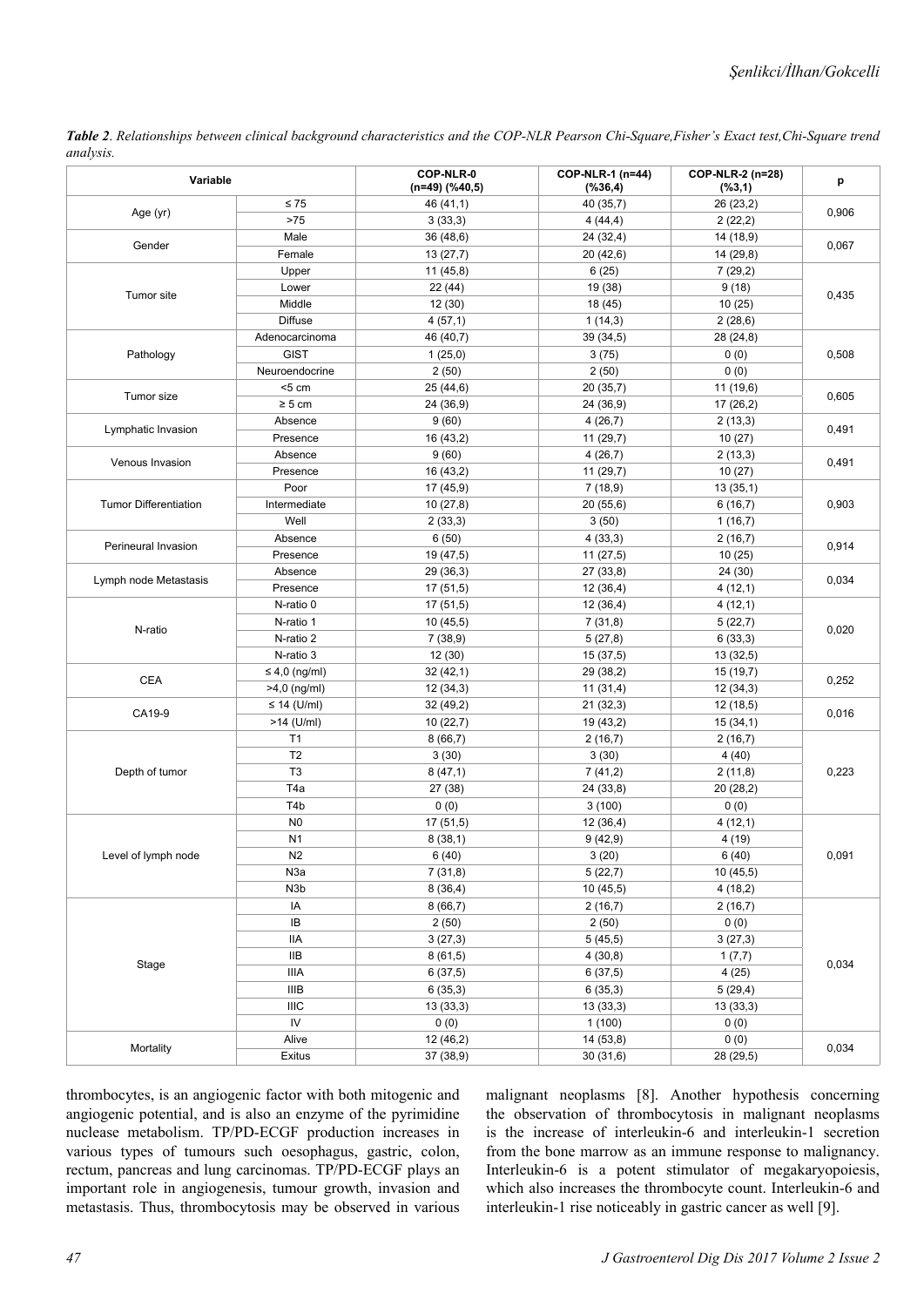***Table 2**. Relationships between clinical background characteristics and the COP-NLR Pearson Chi-Square,Fisher's Exact test,Chi-Square trend analysis.*

| Variable | | COP-NLR-0 (n=49) (%40,5) | COP-NLR-1 (n=44) (%36,4) | COP-NLR-2 (n=28) (%3,1) | p |
|---|---|---|---|---|---|
| Age (yr) | ≤ 75 | 46 (41,1) | 40 (35,7) | 26 (23,2) | 0,906 |
| | >75 | 3 (33,3) | 4 (44,4) | 2 (22,2) | |
| Gender | Male | 36 (48,6) | 24 (32,4) | 14 (18,9) | 0,067 |
| | Female | 13 (27,7) | 20 (42,6) | 14 (29,8) | |
| Tumor site | Upper | 11 (45,8) | 6 (25) | 7 (29,2) | 0,435 |
| | Lower | 22 (44) | 19 (38) | 9 (18) | |
| | Middle | 12 (30) | 18 (45) | 10 (25) | |
| | Diffuse | 4 (57,1) | 1 (14,3) | 2 (28,6) | |
| Pathology | Adenocarcinoma | 46 (40,7) | 39 (34,5) | 28 (24,8) | 0,508 |
| | GIST | 1 (25,0) | 3 (75) | 0 (0) | |
| | Neuroendocrine | 2 (50) | 2 (50) | 0 (0) | |
| Tumor size | <5 cm | 25 (44,6) | 20 (35,7) | 11 (19,6) | 0,605 |
| | ≥ 5 cm | 24 (36,9) | 24 (36,9) | 17 (26,2) | |
| Lymphatic Invasion | Absence | 9 (60) | 4 (26,7) | 2 (13,3) | 0,491 |
| | Presence | 16 (43,2) | 11 (29,7) | 10 (27) | |
| Venous Invasion | Absence | 9 (60) | 4 (26,7) | 2 (13,3) | 0,491 |
| | Presence | 16 (43,2) | 11 (29,7) | 10 (27) | |
| Tumor Differentiation | Poor | 17 (45,9) | 7 (18,9) | 13 (35,1) | 0,903 |
| | Intermediate | 10 (27,8) | 20 (55,6) | 6 (16,7) | |
| | Well | 2 (33,3) | 3 (50) | 1 (16,7) | |
| Perineural Invasion | Absence | 6 (50) | 4 (33,3) | 2 (16,7) | 0,914 |
| | Presence | 19 (47,5) | 11 (27,5) | 10 (25) | |
| Lymph node Metastasis | Absence | 29 (36,3) | 27 (33,8) | 24 (30) | 0,034 |
| | Presence | 17 (51,5) | 12 (36,4) | 4 (12,1) | |
| N-ratio | N-ratio 0 | 17 (51,5) | 12 (36,4) | 4 (12,1) | 0,020 |
| | N-ratio 1 | 10 (45,5) | 7 (31,8) | 5 (22,7) | |
| | N-ratio 2 | 7 (38,9) | 5 (27,8) | 6 (33,3) | |
| | N-ratio 3 | 12 (30) | 15 (37,5) | 13 (32,5) | |
| CEA | ≤ 4,0 (ng/ml) | 32 (42,1) | 29 (38,2) | 15 (19,7) | 0,252 |
| | >4,0 (ng/ml) | 12 (34,3) | 11 (31,4) | 12 (34,3) | |
| CA19-9 | ≤ 14 (U/ml) | 32 (49,2) | 21 (32,3) | 12 (18,5) | 0,016 |
| | >14 (U/ml) | 10 (22,7) | 19 (43,2) | 15 (34,1) | |
| Depth of tumor | T1 | 8 (66,7) | 2 (16,7) | 2 (16,7) | 0,223 |
| | T2 | 3 (30) | 3 (30) | 4 (40) | |
| | T3 | 8 (47,1) | 7 (41,2) | 2 (11,8) | |
| | T4a | 27 (38) | 24 (33,8) | 20 (28,2) | |
| | T4b | 0 (0) | 3 (100) | 0 (0) | |
| Level of lymph node | N0 | 17 (51,5) | 12 (36,4) | 4 (12,1) | 0,091 |
| | N1 | 8 (38,1) | 9 (42,9) | 4 (19) | |
| | N2 | 6 (40) | 3 (20) | 6 (40) | |
| | N3a | 7 (31,8) | 5 (22,7) | 10 (45,5) | |
| | N3b | 8 (36,4) | 10 (45,5) | 4 (18,2) | |
| Stage | IA | 8 (66,7) | 2 (16,7) | 2 (16,7) | 0,034 |
| | IB | 2 (50) | 2 (50) | 0 (0) | |
| | IIA | 3 (27,3) | 5 (45,5) | 3 (27,3) | |
| | IIB | 8 (61,5) | 4 (30,8) | 1 (7,7) | |
| | IIIA | 6 (37,5) | 6 (37,5) | 4 (25) | |
| | IIIB | 6 (35,3) | 6 (35,3) | 5 (29,4) | |
| | IIIC | 13 (33,3) | 13 (33,3) | 13 (33,3) | |
| | IV | 0 (0) | 1 (100) | 0 (0) | |
| Mortality | Alive | 12 (46,2) | 14 (53,8) | 0 (0) | 0,034 |
| | Exitus | 37 (38,9) | 30 (31,6) | 28 (29,5) | |

thrombocytes, is an angiogenic factor with both mitogenic and angiogenic potential, and is also an enzyme of the pyrimidine nuclease metabolism. TP/PD-ECGF production increases in various types of tumours such oesophagus, gastric, colon, rectum, pancreas and lung carcinomas. TP/PD-ECGF plays an important role in angiogenesis, tumour growth, invasion and metastasis. Thus, thrombocytosis may be observed in various malignant neoplasms [8]. Another hypothesis concerning the observation of thrombocytosis in malignant neoplasms is the increase of interleukin-6 and interleukin-1 secretion from the bone marrow as an immune response to malignancy. Interleukin-6 is a potent stimulator of megakaryopoiesis, which also increases the thrombocyte count. Interleukin-6 and interleukin-1 rise noticeably in gastric cancer as well [9].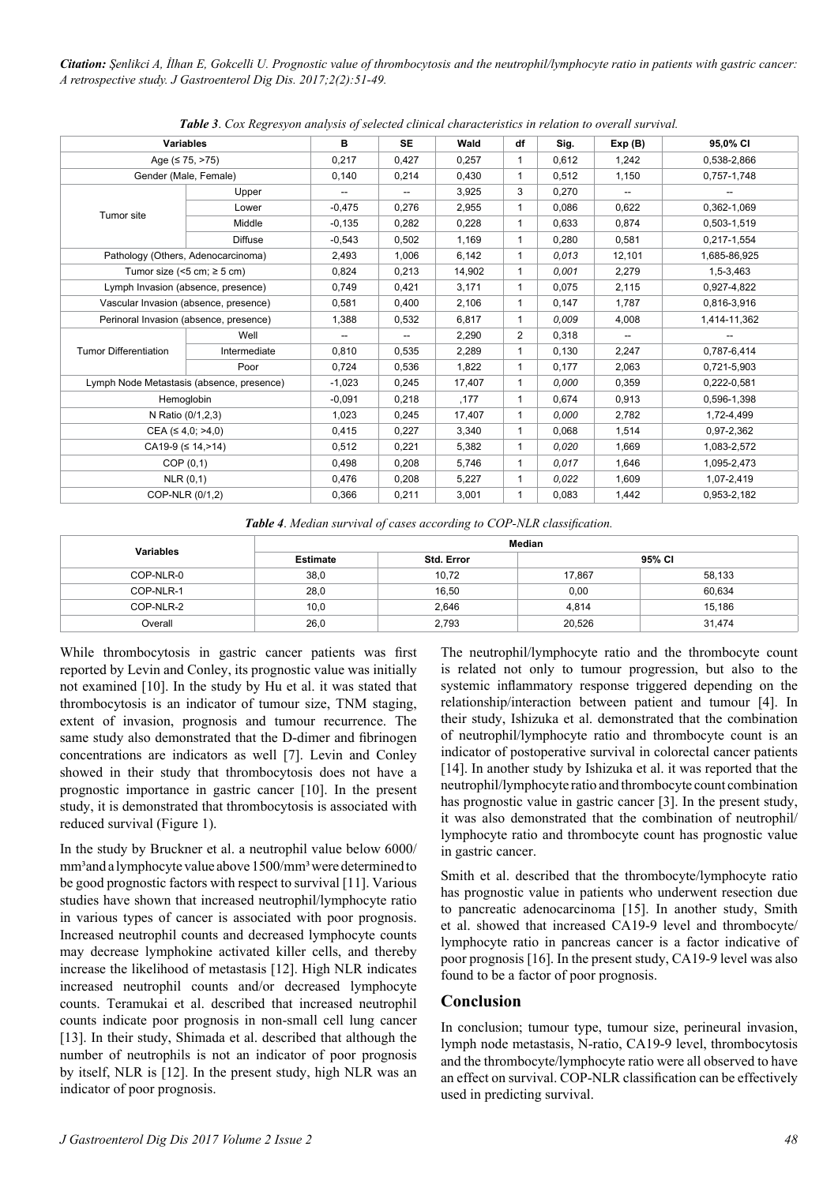*Citation:* *Şenlikci A, İlhan E, Gokcelli U. Prognostic value of thrombocytosis and the neutrophil/lymphocyte ratio in patients with gastric cancer: A retrospective study. J Gastroenterol Dig Dis. 2017;2(2):51-49.*

***Table 3**. Cox Regresyon analysis of selected clinical characteristics in relation to overall survival.*

| Variables | | B | SE | Wald | df | Sig. | Exp (B) | 95,0% CI |
|---|---|---|---|---|---|---|---|---|
| Age (≤ 75, >75) | | 0,217 | 0,427 | 0,257 | 1 | 0,612 | 1,242 | 0,538-2,866 |
| Gender (Male, Female) | | 0,140 | 0,214 | 0,430 | 1 | 0,512 | 1,150 | 0,757-1,748 |
| Tumor site | Upper | -- | -- | 3,925 | 3 | 0,270 | -- | -- |
| | Lower | -0,475 | 0,276 | 2,955 | 1 | 0,086 | 0,622 | 0,362-1,069 |
| | Middle | -0,135 | 0,282 | 0,228 | 1 | 0,633 | 0,874 | 0,503-1,519 |
| | Diffuse | -0,543 | 0,502 | 1,169 | 1 | 0,280 | 0,581 | 0,217-1,554 |
| Pathology (Others, Adenocarcinoma) | | 2,493 | 1,006 | 6,142 | 1 | *0,013* | 12,101 | 1,685-86,925 |
| Tumor size (<5 cm; ≥ 5 cm) | | 0,824 | 0,213 | 14,902 | 1 | *0,001* | 2,279 | 1,5-3,463 |
| Lymph Invasion (absence, presence) | | 0,749 | 0,421 | 3,171 | 1 | 0,075 | 2,115 | 0,927-4,822 |
| Vascular Invasion (absence, presence) | | 0,581 | 0,400 | 2,106 | 1 | 0,147 | 1,787 | 0,816-3,916 |
| Perinoral Invasion (absence, presence) | | 1,388 | 0,532 | 6,817 | 1 | *0,009* | 4,008 | 1,414-11,362 |
| Tumor Differentiation | Well | -- | -- | 2,290 | 2 | 0,318 | -- | -- |
| | Intermediate | 0,810 | 0,535 | 2,289 | 1 | 0,130 | 2,247 | 0,787-6,414 |
| | Poor | 0,724 | 0,536 | 1,822 | 1 | 0,177 | 2,063 | 0,721-5,903 |
| Lymph Node Metastasis (absence, presence) | | -1,023 | 0,245 | 17,407 | 1 | *0,000* | 0,359 | 0,222-0,581 |
| Hemoglobin | | -0,091 | 0,218 | ,177 | 1 | 0,674 | 0,913 | 0,596-1,398 |
| N Ratio (0/1,2,3) | | 1,023 | 0,245 | 17,407 | 1 | *0,000* | 2,782 | 1,72-4,499 |
| CEA (≤ 4,0; >4,0) | | 0,415 | 0,227 | 3,340 | 1 | 0,068 | 1,514 | 0,97-2,362 |
| CA19-9 (≤ 14,>14) | | 0,512 | 0,221 | 5,382 | 1 | *0,020* | 1,669 | 1,083-2,572 |
| COP (0,1) | | 0,498 | 0,208 | 5,746 | 1 | *0,017* | 1,646 | 1,095-2,473 |
| NLR (0,1) | | 0,476 | 0,208 | 5,227 | 1 | *0,022* | 1,609 | 1,07-2,419 |
| COP-NLR (0/1,2) | | 0,366 | 0,211 | 3,001 | 1 | 0,083 | 1,442 | 0,953-2,182 |

***Table 4**. Median survival of cases according to COP-NLR classification.*

| Variables | Median | | | |
|---|---|---|---|---|
| | Estimate | Std. Error | 95% CI | |
| COP-NLR-0 | 38,0 | 10,72 | 17,867 | 58,133 |
| COP-NLR-1 | 28,0 | 16,50 | 0,00 | 60,634 |
| COP-NLR-2 | 10,0 | 2,646 | 4,814 | 15,186 |
| Overall | 26,0 | 2,793 | 20,526 | 31,474 |

While thrombocytosis in gastric cancer patients was first reported by Levin and Conley, its prognostic value was initially not examined [10]. In the study by Hu et al. it was stated that thrombocytosis is an indicator of tumour size, TNM staging, extent of invasion, prognosis and tumour recurrence. The same study also demonstrated that the D-dimer and fibrinogen concentrations are indicators as well [7]. Levin and Conley showed in their study that thrombocytosis does not have a prognostic importance in gastric cancer [10]. In the present study, it is demonstrated that thrombocytosis is associated with reduced survival (Figure 1).

In the study by Bruckner et al. a neutrophil value below 6000/mm³ and a lymphocyte value above 1500/mm³ were determined to be good prognostic factors with respect to survival [11]. Various studies have shown that increased neutrophil/lymphocyte ratio in various types of cancer is associated with poor prognosis. Increased neutrophil counts and decreased lymphocyte counts may decrease lymphokine activated killer cells, and thereby increase the likelihood of metastasis [12]. High NLR indicates increased neutrophil counts and/or decreased lymphocyte counts. Teramukai et al. described that increased neutrophil counts indicate poor prognosis in non-small cell lung cancer [13]. In their study, Shimada et al. described that although the number of neutrophils is not an indicator of poor prognosis by itself, NLR is [12]. In the present study, high NLR was an indicator of poor prognosis.

The neutrophil/lymphocyte ratio and the thrombocyte count is related not only to tumour progression, but also to the systemic inflammatory response triggered depending on the relationship/interaction between patient and tumour [4]. In their study, Ishizuka et al. demonstrated that the combination of neutrophil/lymphocyte ratio and thrombocyte count is an indicator of postoperative survival in colorectal cancer patients [14]. In another study by Ishizuka et al. it was reported that the neutrophil/lymphocyte ratio and thrombocyte count combination has prognostic value in gastric cancer [3]. In the present study, it was also demonstrated that the combination of neutrophil/lymphocyte ratio and thrombocyte count has prognostic value in gastric cancer.

Smith et al. described that the thrombocyte/lymphocyte ratio has prognostic value in patients who underwent resection due to pancreatic adenocarcinoma [15]. In another study, Smith et al. showed that increased CA19-9 level and thrombocyte/lymphocyte ratio in pancreas cancer is a factor indicative of poor prognosis [16]. In the present study, CA19-9 level was also found to be a factor of poor prognosis.

## Conclusion

In conclusion; tumour type, tumour size, perineural invasion, lymph node metastasis, N-ratio, CA19-9 level, thrombocytosis and the thrombocyte/lymphocyte ratio were all observed to have an effect on survival. COP-NLR classification can be effectively used in predicting survival.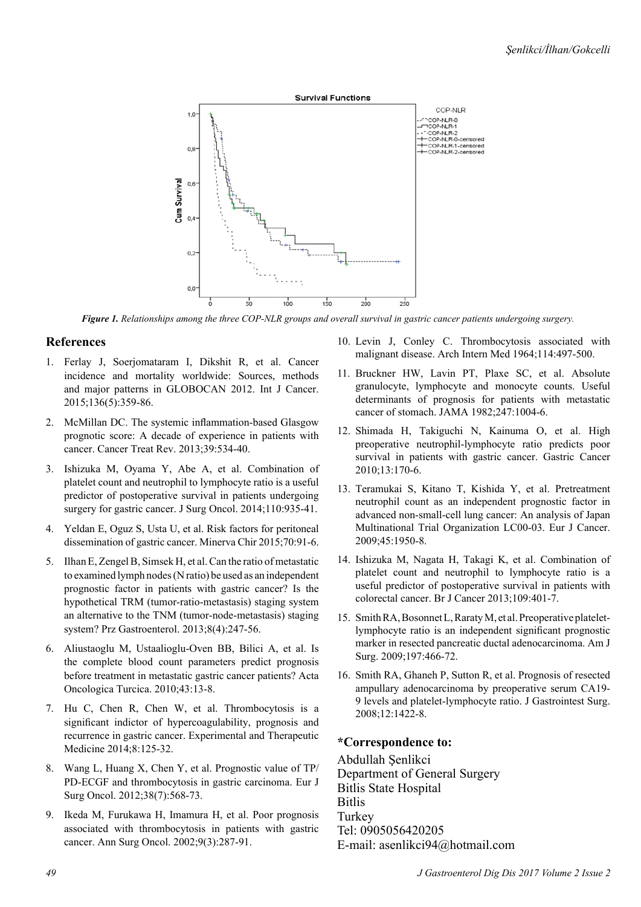Survival Functions

Cum Survival

1,0
0,8
0,6
0,4
0,2
0,0

0 50 100 150 200 250

COP-NLR
COP-NLR-0
COP-NLR-1
COP-NLR-2
COP-NLR-0-censored
COP-NLR-1-censored
COP-NLR-2-censored

***Figure 1.*** *Relationships among the three COP-NLR groups and overall survival in gastric cancer patients undergoing surgery.*

## References

1. Ferlay J, Soerjomataram I, Dikshit R, et al. Cancer incidence and mortality worldwide: Sources, methods and major patterns in GLOBOCAN 2012. Int J Cancer. 2015;136(5):359-86.
2. McMillan DC. The systemic inflammation-based Glasgow prognotic score: A decade of experience in patients with cancer. Cancer Treat Rev. 2013;39:534-40.
3. Ishizuka M, Oyama Y, Abe A, et al. Combination of platelet count and neutrophil to lymphocyte ratio is a useful predictor of postoperative survival in patients undergoing surgery for gastric cancer. J Surg Oncol. 2014;110:935-41.
4. Yeldan E, Oguz S, Usta U, et al. Risk factors for peritoneal dissemination of gastric cancer. Minerva Chir 2015;70:91-6.
5. Ilhan E, Zengel B, Simsek H, et al. Can the ratio of metastatic to examined lymph nodes (N ratio) be used as an independent prognostic factor in patients with gastric cancer? Is the hypothetical TRM (tumor-ratio-metastasis) staging system an alternative to the TNM (tumor-node-metastasis) staging system? Prz Gastroenterol. 2013;8(4):247-56.
6. Aliustaoglu M, Ustaalioglu-Oven BB, Bilici A, et al. Is the complete blood count parameters predict prognosis before treatment in metastatic gastric cancer patients? Acta Oncologica Turcica. 2010;43:13-8.
7. Hu C, Chen R, Chen W, et al. Thrombocytosis is a significant indictor of hypercoagulability, prognosis and recurrence in gastric cancer. Experimental and Therapeutic Medicine 2014;8:125-32.
8. Wang L, Huang X, Chen Y, et al. Prognostic value of TP/PD-ECGF and thrombocytosis in gastric carcinoma. Eur J Surg Oncol. 2012;38(7):568-73.
9. Ikeda M, Furukawa H, Imamura H, et al. Poor prognosis associated with thrombocytosis in patients with gastric cancer. Ann Surg Oncol. 2002;9(3):287-91.
10. Levin J, Conley C. Thrombocytosis associated with malignant disease. Arch Intern Med 1964;114:497-500.
11. Bruckner HW, Lavin PT, Plaxe SC, et al. Absolute granulocyte, lymphocyte and monocyte counts. Useful determinants of prognosis for patients with metastatic cancer of stomach. JAMA 1982;247:1004-6.
12. Shimada H, Takiguchi N, Kainuma O, et al. High preoperative neutrophil-lymphocyte ratio predicts poor survival in patients with gastric cancer. Gastric Cancer 2010;13:170-6.
13. Teramukai S, Kitano T, Kishida Y, et al. Pretreatment neutrophil count as an independent prognostic factor in advanced non-small-cell lung cancer: An analysis of Japan Multinational Trial Organization LC00-03. Eur J Cancer. 2009;45:1950-8.
14. Ishizuka M, Nagata H, Takagi K, et al. Combination of platelet count and neutrophil to lymphocyte ratio is a useful predictor of postoperative survival in patients with colorectal cancer. Br J Cancer 2013;109:401-7.
15. Smith RA, Bosonnet L, Raraty M, et al. Preoperative platelet-lymphocyte ratio is an independent significant prognostic marker in resected pancreatic ductal adenocarcinoma. Am J Surg. 2009;197:466-72.
16. Smith RA, Ghaneh P, Sutton R, et al. Prognosis of resected ampullary adenocarcinoma by preoperative serum CA19-9 levels and platelet-lymphocyte ratio. J Gastrointest Surg. 2008;12:1422-8.

## *Correspondence to:

Abdullah Şenlikci
Department of General Surgery
Bitlis State Hospital
Bitlis
Turkey
Tel: 0905056420205
E-mail: asenlikci94@hotmail.com